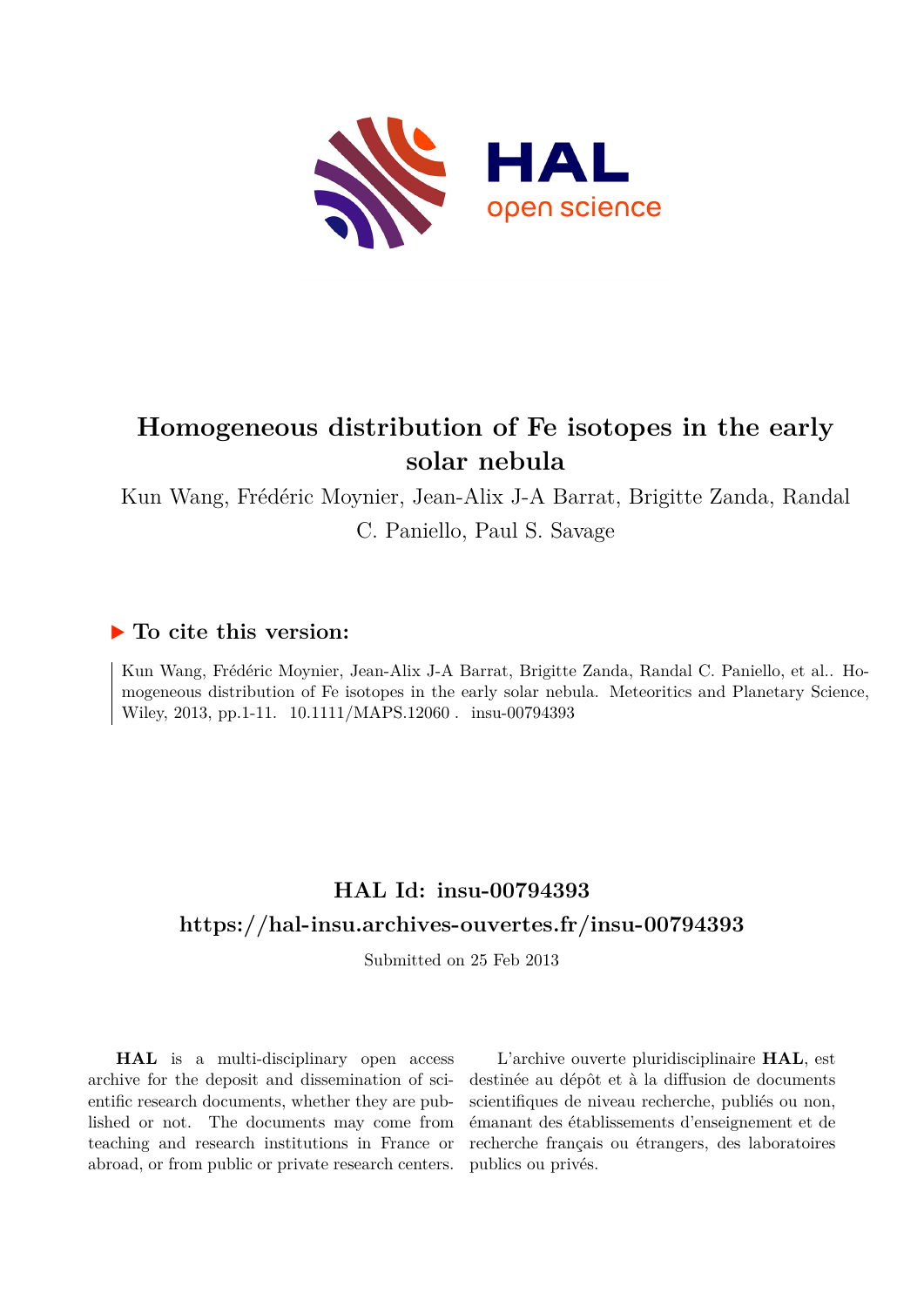# Homogeneous distribution of Fe isotopes in the early solar nebula

Kun Wang, Frédéric Moynier, Jean-Alix J-A Barrat, Brigitte Zanda, Randal C. Paniello, Paul S. Savage

## ▶ To cite this version:

Kun Wang, Frédéric Moynier, Jean-Alix J-A Barrat, Brigitte Zanda, Randal C. Paniello, et al.. Homogeneous distribution of Fe isotopes in the early solar nebula. Meteoritics and Planetary Science, Wiley, 2013, pp.1-11. 10.1111/MAPS.12060 . insu-00794393

## HAL Id: insu-00794393

## https://hal-insu.archives-ouvertes.fr/insu-00794393

Submitted on 25 Feb 2013

**HAL** is a multi-disciplinary open access archive for the deposit and dissemination of scientific research documents, whether they are published or not. The documents may come from teaching and research institutions in France or abroad, or from public or private research centers.

L'archive ouverte pluridisciplinaire **HAL**, est destinée au dépôt et à la diffusion de documents scientifiques de niveau recherche, publiés ou non, émanant des établissements d'enseignement et de recherche français ou étrangers, des laboratoires publics ou privés.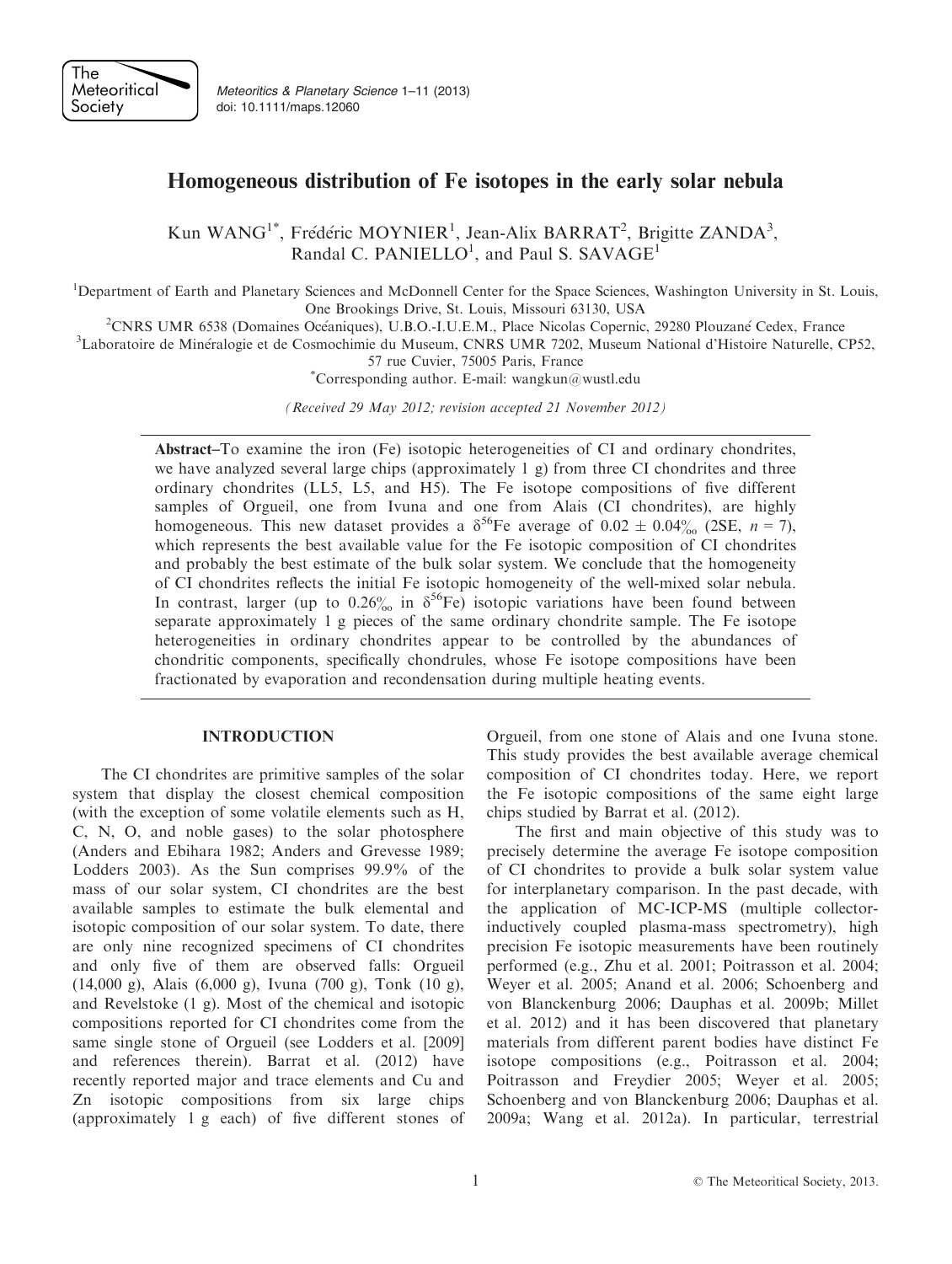# Homogeneous distribution of Fe isotopes in the early solar nebula

Kun WANG[1*], Frédéric MOYNIER[1], Jean-Alix BARRAT[2], Brigitte ZANDA[3], Randal C. PANIELLO[1], and Paul S. SAVAGE[1]

[1]Department of Earth and Planetary Sciences and McDonnell Center for the Space Sciences, Washington University in St. Louis, One Brookings Drive, St. Louis, Missouri 63130, USA

[2]CNRS UMR 6538 (Domaines Océaniques), U.B.O.-I.U.E.M., Place Nicolas Copernic, 29280 Plouzané Cedex, France

[3]Laboratoire de Minéralogie et de Cosmochimie du Museum, CNRS UMR 7202, Museum National d'Histoire Naturelle, CP52, 57 rue Cuvier, 75005 Paris, France

[*]Corresponding author. E-mail: wangkun@wustl.edu

*(Received 29 May 2012; revision accepted 21 November 2012)*

**Abstract**–To examine the iron (Fe) isotopic heterogeneities of CI and ordinary chondrites, we have analyzed several large chips (approximately 1 g) from three CI chondrites and three ordinary chondrites (LL5, L5, and H5). The Fe isotope compositions of five different samples of Orgueil, one from Ivuna and one from Alais (CI chondrites), are highly homogeneous. This new dataset provides a $\delta^{56}$Fe average of 0.02 ± 0.04‰ (2SE, $n = 7$), which represents the best available value for the Fe isotopic composition of CI chondrites and probably the best estimate of the bulk solar system. We conclude that the homogeneity of CI chondrites reflects the initial Fe isotopic homogeneity of the well-mixed solar nebula. In contrast, larger (up to 0.26‰ in $\delta^{56}$Fe) isotopic variations have been found between separate approximately 1 g pieces of the same ordinary chondrite sample. The Fe isotope heterogeneities in ordinary chondrites appear to be controlled by the abundances of chondritic components, specifically chondrules, whose Fe isotope compositions have been fractionated by evaporation and recondensation during multiple heating events.

## INTRODUCTION

The CI chondrites are primitive samples of the solar system that display the closest chemical composition (with the exception of some volatile elements such as H, C, N, O, and noble gases) to the solar photosphere (Anders and Ebihara 1982; Anders and Grevesse 1989; Lodders 2003). As the Sun comprises 99.9% of the mass of our solar system, CI chondrites are the best available samples to estimate the bulk elemental and isotopic composition of our solar system. To date, there are only nine recognized specimens of CI chondrites and only five of them are observed falls: Orgueil (14,000 g), Alais (6,000 g), Ivuna (700 g), Tonk (10 g), and Revelstoke (1 g). Most of the chemical and isotopic compositions reported for CI chondrites come from the same single stone of Orgueil (see Lodders et al. [2009] and references therein). Barrat et al. (2012) have recently reported major and trace elements and Cu and Zn isotopic compositions from six large chips (approximately 1 g each) of five different stones of Orgueil, from one stone of Alais and one Ivuna stone. This study provides the best available average chemical composition of CI chondrites today. Here, we report the Fe isotopic compositions of the same eight large chips studied by Barrat et al. (2012).

The first and main objective of this study was to precisely determine the average Fe isotope composition of CI chondrites to provide a bulk solar system value for interplanetary comparison. In the past decade, with the application of MC-ICP-MS (multiple collector-inductively coupled plasma-mass spectrometry), high precision Fe isotopic measurements have been routinely performed (e.g., Zhu et al. 2001; Poitrasson et al. 2004; Weyer et al. 2005; Anand et al. 2006; Schoenberg and von Blanckenburg 2006; Dauphas et al. 2009b; Millet et al. 2012) and it has been discovered that planetary materials from different parent bodies have distinct Fe isotope compositions (e.g., Poitrasson et al. 2004; Poitrasson and Freydier 2005; Weyer et al. 2005; Schoenberg and von Blanckenburg 2006; Dauphas et al. 2009a; Wang et al. 2012a). In particular, terrestrial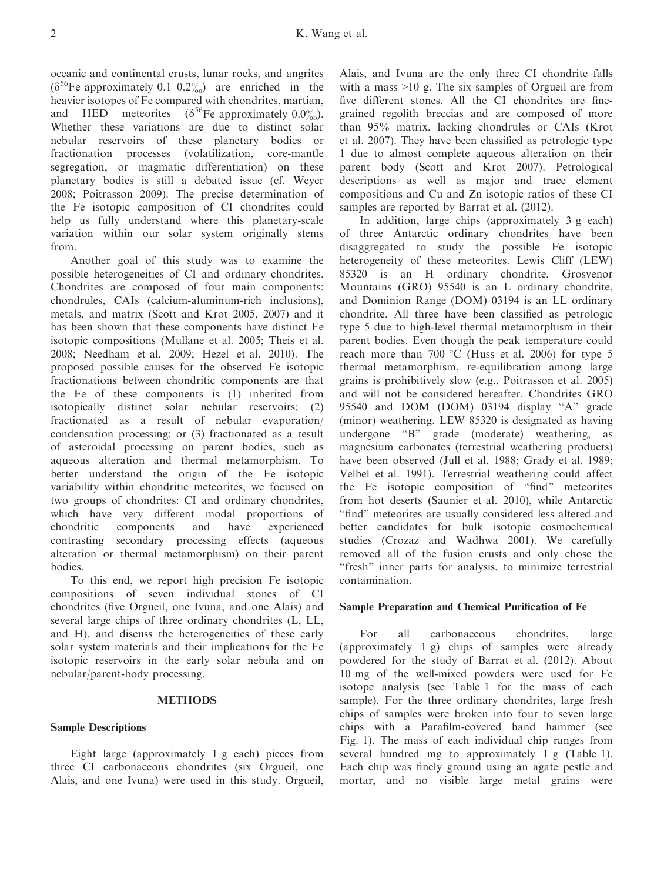oceanic and continental crusts, lunar rocks, and angrites ($\delta^{56}$Fe approximately 0.1–0.2‰) are enriched in the heavier isotopes of Fe compared with chondrites, martian, and HED meteorites ($\delta^{56}$Fe approximately 0.0‰). Whether these variations are due to distinct solar nebular reservoirs of these planetary bodies or fractionation processes (volatilization, core-mantle segregation, or magmatic differentiation) on these planetary bodies is still a debated issue (cf. Weyer 2008; Poitrasson 2009). The precise determination of the Fe isotopic composition of CI chondrites could help us fully understand where this planetary-scale variation within our solar system originally stems from.

Another goal of this study was to examine the possible heterogeneities of CI and ordinary chondrites. Chondrites are composed of four main components: chondrules, CAIs (calcium-aluminum-rich inclusions), metals, and matrix (Scott and Krot 2005, 2007) and it has been shown that these components have distinct Fe isotopic compositions (Mullane et al. 2005; Theis et al. 2008; Needham et al. 2009; Hezel et al. 2010). The proposed possible causes for the observed Fe isotopic fractionations between chondritic components are that the Fe of these components is (1) inherited from isotopically distinct solar nebular reservoirs; (2) fractionated as a result of nebular evaporation/condensation processing; or (3) fractionated as a result of asteroidal processing on parent bodies, such as aqueous alteration and thermal metamorphism. To better understand the origin of the Fe isotopic variability within chondritic meteorites, we focused on two groups of chondrites: CI and ordinary chondrites, which have very different modal proportions of chondritic components and have experienced contrasting secondary processing effects (aqueous alteration or thermal metamorphism) on their parent bodies.

To this end, we report high precision Fe isotopic compositions of seven individual stones of CI chondrites (five Orgueil, one Ivuna, and one Alais) and several large chips of three ordinary chondrites (L, LL, and H), and discuss the heterogeneities of these early solar system materials and their implications for the Fe isotopic reservoirs in the early solar nebula and on nebular/parent-body processing.

## METHODS

### Sample Descriptions

Eight large (approximately 1 g each) pieces from three CI carbonaceous chondrites (six Orgueil, one Alais, and one Ivuna) were used in this study. Orgueil, Alais, and Ivuna are the only three CI chondrite falls with a mass >10 g. The six samples of Orgueil are from five different stones. All the CI chondrites are fine-grained regolith breccias and are composed of more than 95% matrix, lacking chondrules or CAIs (Krot et al. 2007). They have been classified as petrologic type 1 due to almost complete aqueous alteration on their parent body (Scott and Krot 2007). Petrological descriptions as well as major and trace element compositions and Cu and Zn isotopic ratios of these CI samples are reported by Barrat et al. (2012).

In addition, large chips (approximately 3 g each) of three Antarctic ordinary chondrites have been disaggregated to study the possible Fe isotopic heterogeneity of these meteorites. Lewis Cliff (LEW) 85320 is an H ordinary chondrite, Grosvenor Mountains (GRO) 95540 is an L ordinary chondrite, and Dominion Range (DOM) 03194 is an LL ordinary chondrite. All three have been classified as petrologic type 5 due to high-level thermal metamorphism in their parent bodies. Even though the peak temperature could reach more than 700 °C (Huss et al. 2006) for type 5 thermal metamorphism, re-equilibration among large grains is prohibitively slow (e.g., Poitrasson et al. 2005) and will not be considered hereafter. Chondrites GRO 95540 and DOM (DOM) 03194 display "A" grade (minor) weathering. LEW 85320 is designated as having undergone "B" grade (moderate) weathering, as magnesium carbonates (terrestrial weathering products) have been observed (Jull et al. 1988; Grady et al. 1989; Velbel et al. 1991). Terrestrial weathering could affect the Fe isotopic composition of "find" meteorites from hot deserts (Saunier et al. 2010), while Antarctic "find" meteorites are usually considered less altered and better candidates for bulk isotopic cosmochemical studies (Crozaz and Wadhwa 2001). We carefully removed all of the fusion crusts and only chose the "fresh" inner parts for analysis, to minimize terrestrial contamination.

### Sample Preparation and Chemical Purification of Fe

For all carbonaceous chondrites, large (approximately 1 g) chips of samples were already powdered for the study of Barrat et al. (2012). About 10 mg of the well-mixed powders were used for Fe isotope analysis (see Table 1 for the mass of each sample). For the three ordinary chondrites, large fresh chips of samples were broken into four to seven large chips with a Parafilm-covered hand hammer (see Fig. 1). The mass of each individual chip ranges from several hundred mg to approximately 1 g (Table 1). Each chip was finely ground using an agate pestle and mortar, and no visible large metal grains were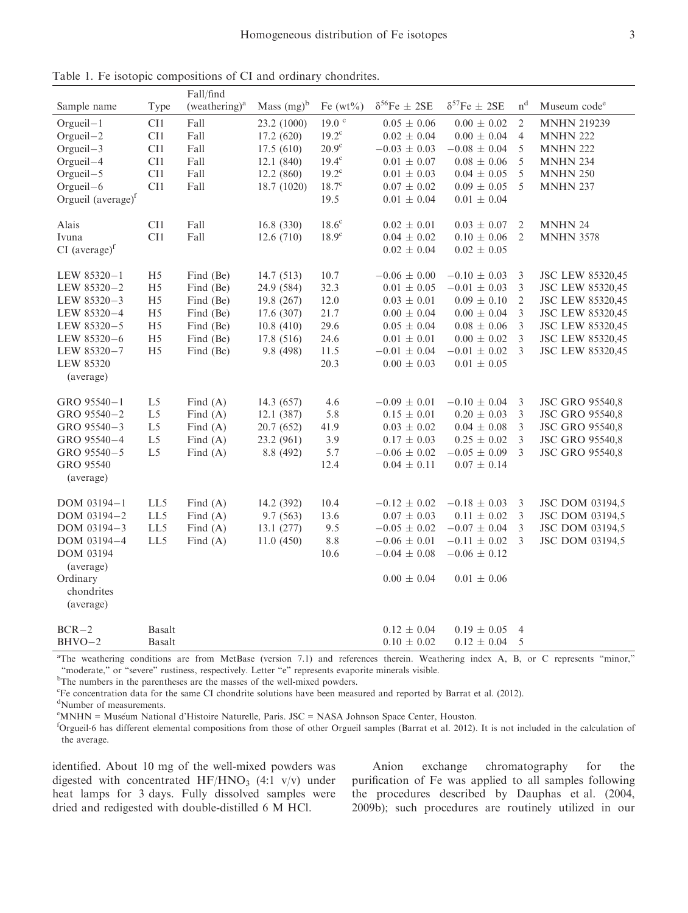Table 1. Fe isotopic compositions of CI and ordinary chondrites.

| Sample name | Type | Fall/find (weathering)[a] | Mass (mg)[b] | Fe (wt%) | $\delta^{56}$Fe ± 2SE | $\delta^{57}$Fe ± 2SE | n[d] | Museum code[e] |
|---|---|---|---|---|---|---|---|---|
| Orgueil−1 | CI1 | Fall | 23.2 (1000) | 19.0 [c] | 0.05 ± 0.06 | 0.00 ± 0.02 | 2 | MNHN 219239 |
| Orgueil−2 | CI1 | Fall | 17.2 (620) | 19.2[c] | 0.02 ± 0.04 | 0.00 ± 0.04 | 4 | MNHN 222 |
| Orgueil−3 | CI1 | Fall | 17.5 (610) | 20.9[c] | −0.03 ± 0.03 | −0.08 ± 0.04 | 5 | MNHN 222 |
| Orgueil−4 | CI1 | Fall | 12.1 (840) | 19.4[c] | 0.01 ± 0.07 | 0.08 ± 0.06 | 5 | MNHN 234 |
| Orgueil−5 | CI1 | Fall | 12.2 (860) | 19.2[c] | 0.01 ± 0.03 | 0.04 ± 0.05 | 5 | MNHN 250 |
| Orgueil−6 | CI1 | Fall | 18.7 (1020) | 18.7[c] | 0.07 ± 0.02 | 0.09 ± 0.05 | 5 | MNHN 237 |
| Orgueil (average)[f] | | | | 19.5 | 0.01 ± 0.04 | 0.01 ± 0.04 | | |
| Alais | CI1 | Fall | 16.8 (330) | 18.6[c] | 0.02 ± 0.01 | 0.03 ± 0.07 | 2 | MNHN 24 |
| Ivuna | CI1 | Fall | 12.6 (710) | 18.9[c] | 0.04 ± 0.02 | 0.10 ± 0.06 | 2 | MNHN 3578 |
| CI (average)[f] | | | | | 0.02 ± 0.04 | 0.02 ± 0.05 | | |
| LEW 85320−1 | H5 | Find (Be) | 14.7 (513) | 10.7 | −0.06 ± 0.00 | −0.10 ± 0.03 | 3 | JSC LEW 85320,45 |
| LEW 85320−2 | H5 | Find (Be) | 24.9 (584) | 32.3 | 0.01 ± 0.05 | −0.01 ± 0.03 | 3 | JSC LEW 85320,45 |
| LEW 85320−3 | H5 | Find (Be) | 19.8 (267) | 12.0 | 0.03 ± 0.01 | 0.09 ± 0.10 | 2 | JSC LEW 85320,45 |
| LEW 85320−4 | H5 | Find (Be) | 17.6 (307) | 21.7 | 0.00 ± 0.04 | 0.00 ± 0.04 | 3 | JSC LEW 85320,45 |
| LEW 85320−5 | H5 | Find (Be) | 10.8 (410) | 29.6 | 0.05 ± 0.04 | 0.08 ± 0.06 | 3 | JSC LEW 85320,45 |
| LEW 85320−6 | H5 | Find (Be) | 17.8 (516) | 24.6 | 0.01 ± 0.01 | 0.00 ± 0.02 | 3 | JSC LEW 85320,45 |
| LEW 85320−7 | H5 | Find (Be) | 9.8 (498) | 11.5 | −0.01 ± 0.04 | −0.01 ± 0.02 | 3 | JSC LEW 85320,45 |
| LEW 85320 (average) | | | | 20.3 | 0.00 ± 0.03 | 0.01 ± 0.05 | | |
| GRO 95540−1 | L5 | Find (A) | 14.3 (657) | 4.6 | −0.09 ± 0.01 | −0.10 ± 0.04 | 3 | JSC GRO 95540,8 |
| GRO 95540−2 | L5 | Find (A) | 12.1 (387) | 5.8 | 0.15 ± 0.01 | 0.20 ± 0.03 | 3 | JSC GRO 95540,8 |
| GRO 95540−3 | L5 | Find (A) | 20.7 (652) | 41.9 | 0.03 ± 0.02 | 0.04 ± 0.08 | 3 | JSC GRO 95540,8 |
| GRO 95540−4 | L5 | Find (A) | 23.2 (961) | 3.9 | 0.17 ± 0.03 | 0.25 ± 0.02 | 3 | JSC GRO 95540,8 |
| GRO 95540−5 | L5 | Find (A) | 8.8 (492) | 5.7 | −0.06 ± 0.02 | −0.05 ± 0.09 | 3 | JSC GRO 95540,8 |
| GRO 95540 (average) | | | | 12.4 | 0.04 ± 0.11 | 0.07 ± 0.14 | | |
| DOM 03194−1 | LL5 | Find (A) | 14.2 (392) | 10.4 | −0.12 ± 0.02 | −0.18 ± 0.03 | 3 | JSC DOM 03194,5 |
| DOM 03194−2 | LL5 | Find (A) | 9.7 (563) | 13.6 | 0.07 ± 0.03 | 0.11 ± 0.02 | 3 | JSC DOM 03194,5 |
| DOM 03194−3 | LL5 | Find (A) | 13.1 (277) | 9.5 | −0.05 ± 0.02 | −0.07 ± 0.04 | 3 | JSC DOM 03194,5 |
| DOM 03194−4 | LL5 | Find (A) | 11.0 (450) | 8.8 | −0.06 ± 0.01 | −0.11 ± 0.02 | 3 | JSC DOM 03194,5 |
| DOM 03194 (average) | | | | 10.6 | −0.04 ± 0.08 | −0.06 ± 0.12 | | |
| Ordinary chondrites (average) | | | | | 0.00 ± 0.04 | 0.01 ± 0.06 | | |
| BCR−2 | Basalt | | | | 0.12 ± 0.04 | 0.19 ± 0.05 | 4 | |
| BHVO−2 | Basalt | | | | 0.10 ± 0.02 | 0.12 ± 0.04 | 5 | |

[a]The weathering conditions are from MetBase (version 7.1) and references therein. Weathering index A, B, or C represents "minor," "moderate," or "severe" rustiness, respectively. Letter "e" represents evaporite minerals visible.
[b]The numbers in the parentheses are the masses of the well-mixed powders.
[c]Fe concentration data for the same CI chondrite solutions have been measured and reported by Barrat et al. (2012).
[d]Number of measurements.
[e]MNHN = Muséum National d'Histoire Naturelle, Paris. JSC = NASA Johnson Space Center, Houston.
[f]Orgueil-6 has different elemental compositions from those of other Orgueil samples (Barrat et al. 2012). It is not included in the calculation of the average.

identified. About 10 mg of the well-mixed powders was digested with concentrated $HF/HNO_3$ (4:1 v/v) under heat lamps for 3 days. Fully dissolved samples were dried and redigested with double-distilled 6 M HCl.

Anion exchange chromatography for the purification of Fe was applied to all samples following the procedures described by Dauphas et al. (2004, 2009b); such procedures are routinely utilized in our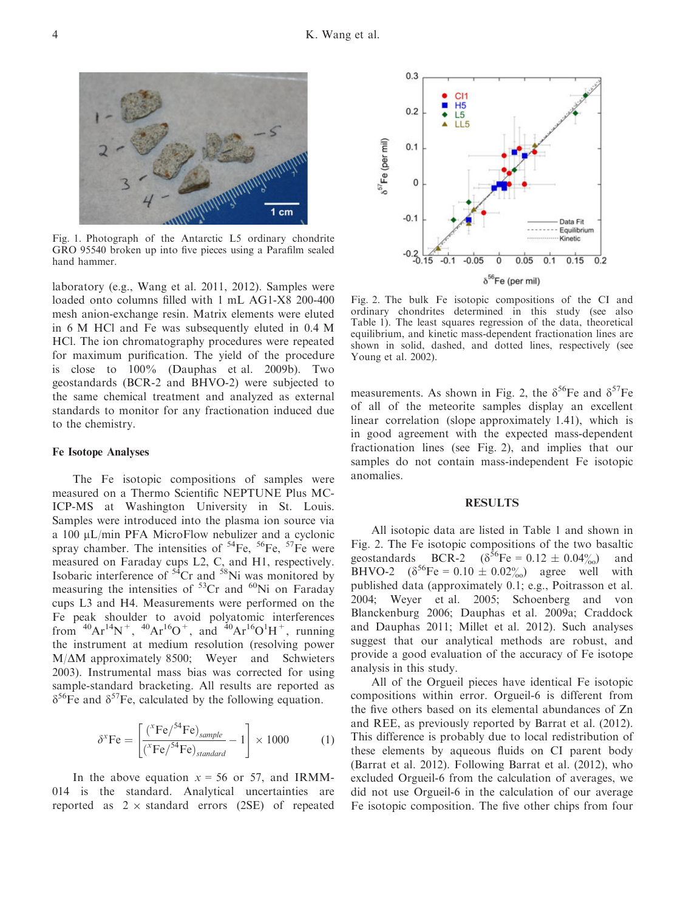Fig. 1. Photograph of the Antarctic L5 ordinary chondrite GRO 95540 broken up into five pieces using a Parafilm sealed hand hammer.

laboratory (e.g., Wang et al. 2011, 2012). Samples were loaded onto columns filled with 1 mL AG1-X8 200-400 mesh anion-exchange resin. Matrix elements were eluted in 6 M HCl and Fe was subsequently eluted in 0.4 M HCl. The ion chromatography procedures were repeated for maximum purification. The yield of the procedure is close to 100% (Dauphas et al. 2009b). Two geostandards (BCR-2 and BHVO-2) were subjected to the same chemical treatment and analyzed as external standards to monitor for any fractionation induced due to the chemistry.

### Fe Isotope Analyses

The Fe isotopic compositions of samples were measured on a Thermo Scientific NEPTUNE Plus MC-ICP-MS at Washington University in St. Louis. Samples were introduced into the plasma ion source via a 100 μL/min PFA MicroFlow nebulizer and a cyclonic spray chamber. The intensities of $^{54}$Fe, $^{56}$Fe, $^{57}$Fe were measured on Faraday cups L2, C, and H1, respectively. Isobaric interference of $^{54}$Cr and $^{58}$Ni was monitored by measuring the intensities of $^{53}$Cr and $^{60}$Ni on Faraday cups L3 and H4. Measurements were performed on the Fe peak shoulder to avoid polyatomic interferences from $^{40}Ar^{14}N^{+}$, $^{40}Ar^{16}O^{+}$, and $^{40}Ar^{16}O^{1}H^{+}$, running the instrument at medium resolution (resolving power M/ΔM approximately 8500; Weyer and Schwieters 2003). Instrumental mass bias was corrected for using sample-standard bracketing. All results are reported as $\delta^{56}$Fe and $\delta^{57}$Fe, calculated by the following equation.

$$\delta^{x}\mathrm{Fe} = \left[\frac{(^{x}\mathrm{Fe}/^{54}\mathrm{Fe})_{sample}}{(^{x}\mathrm{Fe}/^{54}\mathrm{Fe})_{standard}} - 1\right] \times 1000 \quad (1)$$

In the above equation $x = 56$ or 57, and IRMM-014 is the standard. Analytical uncertainties are reported as 2 × standard errors (2SE) of repeated measurements. As shown in Fig. 2, the $\delta^{56}$Fe and $\delta^{57}$Fe of all of the meteorite samples display an excellent linear correlation (slope approximately 1.41), which is in good agreement with the expected mass-dependent fractionation lines (see Fig. 2), and implies that our samples do not contain mass-independent Fe isotopic anomalies.

Fig. 2. The bulk Fe isotopic compositions of the CI and ordinary chondrites determined in this study (see also Table 1). The least squares regression of the data, theoretical equilibrium, and kinetic mass-dependent fractionation lines are shown in solid, dashed, and dotted lines, respectively (see Young et al. 2002).

## RESULTS

All isotopic data are listed in Table 1 and shown in Fig. 2. The Fe isotopic compositions of the two basaltic geostandards BCR-2 ($\delta^{56}$Fe = 0.12 ± 0.04‰) and BHVO-2 ($\delta^{56}$Fe = 0.10 ± 0.02‰) agree well with published data (approximately 0.1; e.g., Poitrasson et al. 2004; Weyer et al. 2005; Schoenberg and von Blanckenburg 2006; Dauphas et al. 2009a; Craddock and Dauphas 2011; Millet et al. 2012). Such analyses suggest that our analytical methods are robust, and provide a good evaluation of the accuracy of Fe isotope analysis in this study.

All of the Orgueil pieces have identical Fe isotopic compositions within error. Orgueil-6 is different from the five others based on its elemental abundances of Zn and REE, as previously reported by Barrat et al. (2012). This difference is probably due to local redistribution of these elements by aqueous fluids on CI parent body (Barrat et al. 2012). Following Barrat et al. (2012), who excluded Orgueil-6 from the calculation of averages, we did not use Orgueil-6 in the calculation of our average Fe isotopic composition. The five other chips from four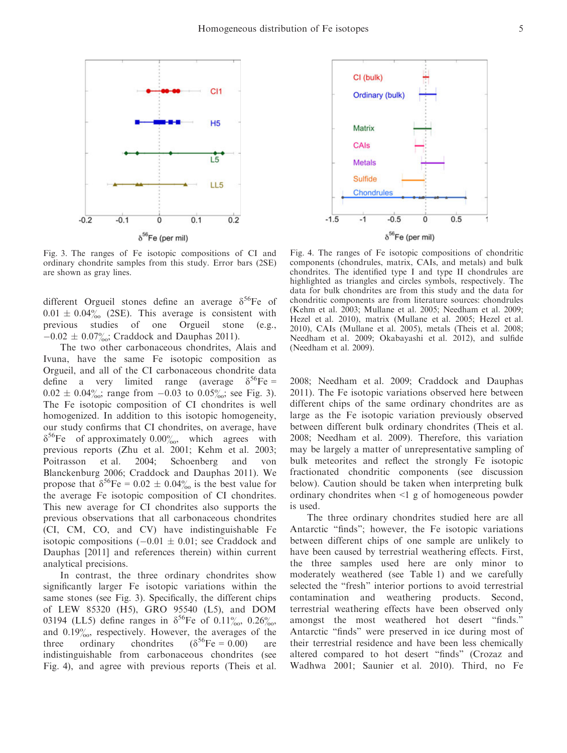Fig. 3. The ranges of Fe isotopic compositions of CI and ordinary chondrite samples from this study. Error bars (2SE) are shown as gray lines.

Fig. 4. The ranges of Fe isotopic compositions of chondritic components (chondrules, matrix, CAIs, and metals) and bulk chondrites. The identified type I and type II chondrules are highlighted as triangles and circles symbols, respectively. The data for bulk chondrites are from this study and the data for chondritic components are from literature sources: chondrules (Kehm et al. 2003; Mullane et al. 2005; Needham et al. 2009; Hezel et al. 2010), matrix (Mullane et al. 2005; Hezel et al. 2010), CAIs (Mullane et al. 2005), metals (Theis et al. 2008; Needham et al. 2009; Okabayashi et al. 2012), and sulfide (Needham et al. 2009).

different Orgueil stones define an average $\delta^{56}$Fe of $0.01 \pm 0.04$‰ (2SE). This average is consistent with previous studies of one Orgueil stone (e.g., $-0.02 \pm 0.07$‰; Craddock and Dauphas 2011).

The two other carbonaceous chondrites, Alais and Ivuna, have the same Fe isotopic composition as Orgueil, and all of the CI carbonaceous chondrite data define a very limited range (average $\delta^{56}$Fe = $0.02 \pm 0.04$‰; range from $-0.03$ to 0.05‰; see Fig. 3). The Fe isotopic composition of CI chondrites is well homogenized. In addition to this isotopic homogeneity, our study confirms that CI chondrites, on average, have $\delta^{56}$Fe of approximately 0.00‰, which agrees with previous reports (Zhu et al. 2001; Kehm et al. 2003; Poitrasson et al. 2004; Schoenberg and von Blanckenburg 2006; Craddock and Dauphas 2011). We propose that $\delta^{56}$Fe = $0.02 \pm 0.04$‰ is the best value for the average Fe isotopic composition of CI chondrites. This new average for CI chondrites also supports the previous observations that all carbonaceous chondrites (CI, CM, CO, and CV) have indistinguishable Fe isotopic compositions ($-0.01 \pm 0.01$; see Craddock and Dauphas [2011] and references therein) within current analytical precisions.

In contrast, the three ordinary chondrites show significantly larger Fe isotopic variations within the same stones (see Fig. 3). Specifically, the different chips of LEW 85320 (H5), GRO 95540 (L5), and DOM 03194 (LL5) define ranges in $\delta^{56}$Fe of 0.11‰, 0.26‰, and 0.19‰, respectively. However, the averages of the three ordinary chondrites ($\delta^{56}$Fe = 0.00) are indistinguishable from carbonaceous chondrites (see Fig. 4), and agree with previous reports (Theis et al. 2008; Needham et al. 2009; Craddock and Dauphas 2011). The Fe isotopic variations observed here between different chips of the same ordinary chondrites are as large as the Fe isotopic variation previously observed between different bulk ordinary chondrites (Theis et al. 2008; Needham et al. 2009). Therefore, this variation may be largely a matter of unrepresentative sampling of bulk meteorites and reflect the strongly Fe isotopic fractionated chondritic components (see discussion below). Caution should be taken when interpreting bulk ordinary chondrites when <1 g of homogeneous powder is used.

The three ordinary chondrites studied here are all Antarctic "finds"; however, the Fe isotopic variations between different chips of one sample are unlikely to have been caused by terrestrial weathering effects. First, the three samples used here are only minor to moderately weathered (see Table 1) and we carefully selected the "fresh" interior portions to avoid terrestrial contamination and weathering products. Second, terrestrial weathering effects have been observed only amongst the most weathered hot desert "finds." Antarctic "finds" were preserved in ice during most of their terrestrial residence and have been less chemically altered compared to hot desert "finds" (Crozaz and Wadhwa 2001; Saunier et al. 2010). Third, no Fe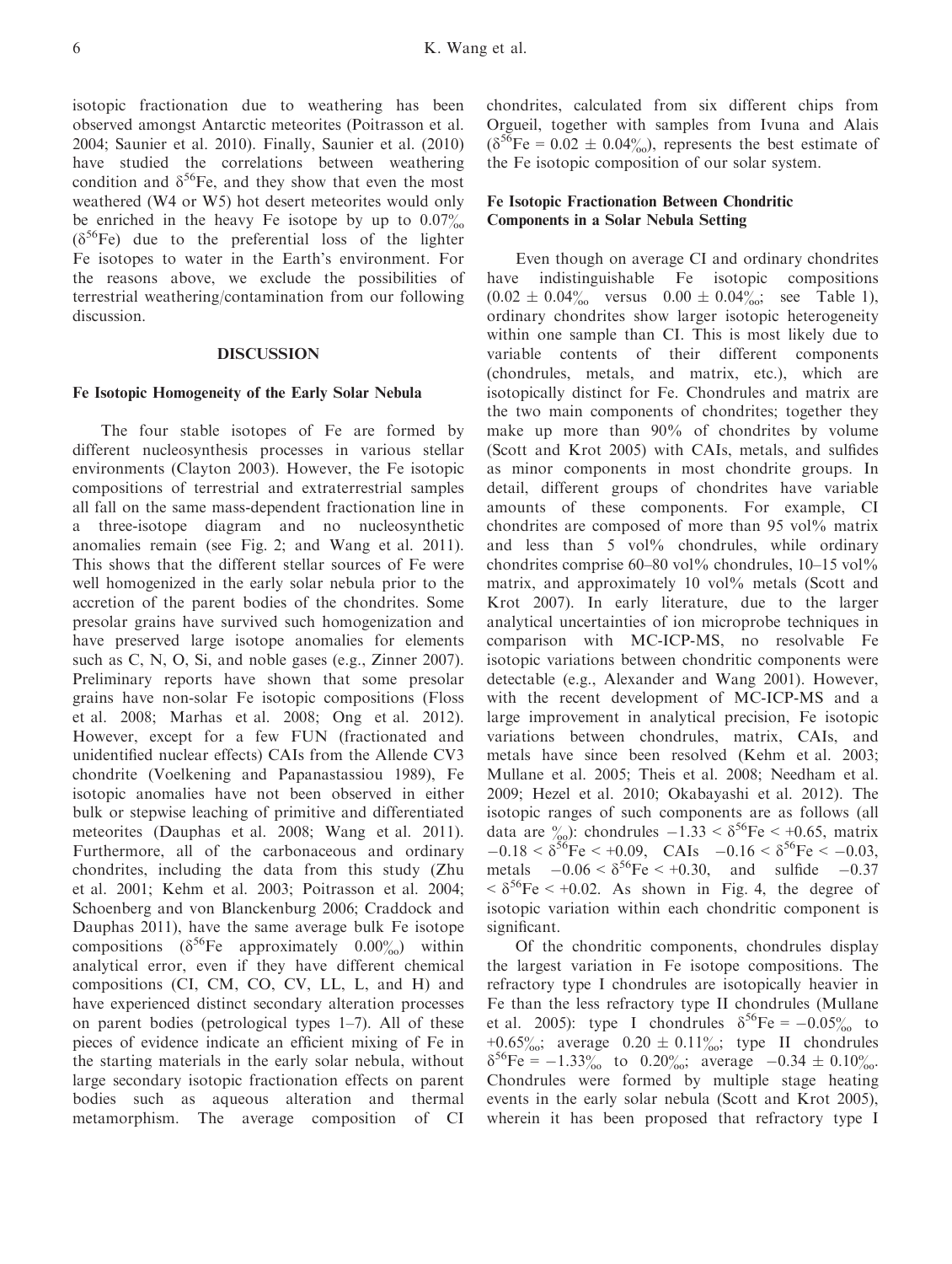isotopic fractionation due to weathering has been observed amongst Antarctic meteorites (Poitrasson et al. 2004; Saunier et al. 2010). Finally, Saunier et al. (2010) have studied the correlations between weathering condition and $\delta^{56}$Fe, and they show that even the most weathered (W4 or W5) hot desert meteorites would only be enriched in the heavy Fe isotope by up to 0.07‰ ($\delta^{56}$Fe) due to the preferential loss of the lighter Fe isotopes to water in the Earth's environment. For the reasons above, we exclude the possibilities of terrestrial weathering/contamination from our following discussion.

## DISCUSSION

### Fe Isotopic Homogeneity of the Early Solar Nebula

The four stable isotopes of Fe are formed by different nucleosynthesis processes in various stellar environments (Clayton 2003). However, the Fe isotopic compositions of terrestrial and extraterrestrial samples all fall on the same mass-dependent fractionation line in a three-isotope diagram and no nucleosynthetic anomalies remain (see Fig. 2; and Wang et al. 2011). This shows that the different stellar sources of Fe were well homogenized in the early solar nebula prior to the accretion of the parent bodies of the chondrites. Some presolar grains have survived such homogenization and have preserved large isotope anomalies for elements such as C, N, O, Si, and noble gases (e.g., Zinner 2007). Preliminary reports have shown that some presolar grains have non-solar Fe isotopic compositions (Floss et al. 2008; Marhas et al. 2008; Ong et al. 2012). However, except for a few FUN (fractionated and unidentified nuclear effects) CAIs from the Allende CV3 chondrite (Voelkening and Papanastassiou 1989), Fe isotopic anomalies have not been observed in either bulk or stepwise leaching of primitive and differentiated meteorites (Dauphas et al. 2008; Wang et al. 2011). Furthermore, all of the carbonaceous and ordinary chondrites, including the data from this study (Zhu et al. 2001; Kehm et al. 2003; Poitrasson et al. 2004; Schoenberg and von Blanckenburg 2006; Craddock and Dauphas 2011), have the same average bulk Fe isotope compositions ($\delta^{56}$Fe approximately 0.00‰) within analytical error, even if they have different chemical compositions (CI, CM, CO, CV, LL, L, and H) and have experienced distinct secondary alteration processes on parent bodies (petrological types 1–7). All of these pieces of evidence indicate an efficient mixing of Fe in the starting materials in the early solar nebula, without large secondary isotopic fractionation effects on parent bodies such as aqueous alteration and thermal metamorphism. The average composition of CI chondrites, calculated from six different chips from Orgueil, together with samples from Ivuna and Alais ($\delta^{56}$Fe = 0.02 ± 0.04‰), represents the best estimate of the Fe isotopic composition of our solar system.

### Fe Isotopic Fractionation Between Chondritic Components in a Solar Nebula Setting

Even though on average CI and ordinary chondrites have indistinguishable Fe isotopic compositions (0.02 ± 0.04‰ versus 0.00 ± 0.04‰; see Table 1), ordinary chondrites show larger isotopic heterogeneity within one sample than CI. This is most likely due to variable contents of their different components (chondrules, metals, and matrix, etc.), which are isotopically distinct for Fe. Chondrules and matrix are the two main components of chondrites; together they make up more than 90% of chondrites by volume (Scott and Krot 2005) with CAIs, metals, and sulfides as minor components in most chondrite groups. In detail, different groups of chondrites have variable amounts of these components. For example, CI chondrites are composed of more than 95 vol% matrix and less than 5 vol% chondrules, while ordinary chondrites comprise 60–80 vol% chondrules, 10–15 vol% matrix, and approximately 10 vol% metals (Scott and Krot 2007). In early literature, due to the larger analytical uncertainties of ion microprobe techniques in comparison with MC-ICP-MS, no resolvable Fe isotopic variations between chondritic components were detectable (e.g., Alexander and Wang 2001). However, with the recent development of MC-ICP-MS and a large improvement in analytical precision, Fe isotopic variations between chondrules, matrix, CAIs, and metals have since been resolved (Kehm et al. 2003; Mullane et al. 2005; Theis et al. 2008; Needham et al. 2009; Hezel et al. 2010; Okabayashi et al. 2012). The isotopic ranges of such components are as follows (all data are ‰): chondrules $-1.33 < \delta^{56}\text{Fe} < +0.65$, matrix $-0.18 < \delta^{56}\text{Fe} < +0.09$, CAIs $-0.16 < \delta^{56}\text{Fe} < -0.03$, metals $-0.06 < \delta^{56}\text{Fe} < +0.30$, and sulfide $-0.37 < \delta^{56}\text{Fe} < +0.02$. As shown in Fig. 4, the degree of isotopic variation within each chondritic component is significant.

Of the chondritic components, chondrules display the largest variation in Fe isotope compositions. The refractory type I chondrules are isotopically heavier in Fe than the less refractory type II chondrules (Mullane et al. 2005): type I chondrules $\delta^{56}$Fe = −0.05‰ to +0.65‰; average 0.20 ± 0.11‰; type II chondrules $\delta^{56}$Fe = −1.33‰ to 0.20‰; average −0.34 ± 0.10‰. Chondrules were formed by multiple stage heating events in the early solar nebula (Scott and Krot 2005), wherein it has been proposed that refractory type I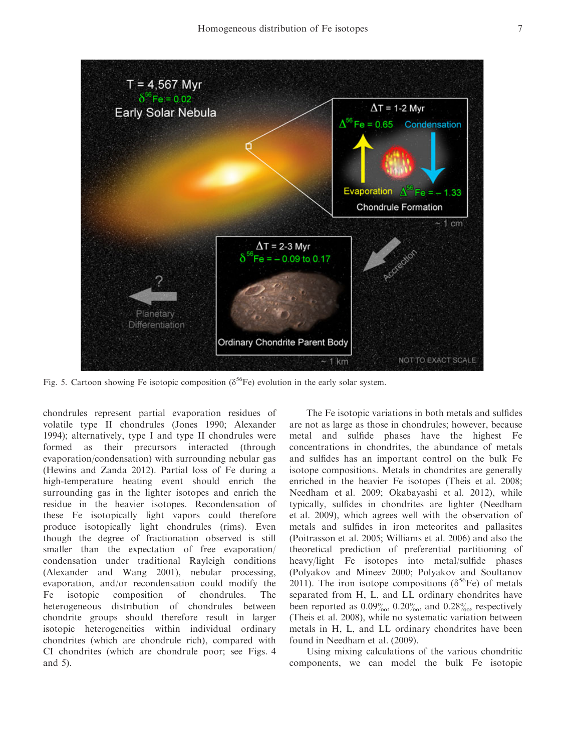Fig. 5. Cartoon showing Fe isotopic composition ($\delta^{56}$Fe) evolution in the early solar system.

chondrules represent partial evaporation residues of volatile type II chondrules (Jones 1990; Alexander 1994); alternatively, type I and type II chondrules were formed as their precursors interacted (through evaporation/condensation) with surrounding nebular gas (Hewins and Zanda 2012). Partial loss of Fe during a high-temperature heating event should enrich the surrounding gas in the lighter isotopes and enrich the residue in the heavier isotopes. Recondensation of these Fe isotopically light vapors could therefore produce isotopically light chondrules (rims). Even though the degree of fractionation observed is still smaller than the expectation of free evaporation/condensation under traditional Rayleigh conditions (Alexander and Wang 2001), nebular processing, evaporation, and/or recondensation could modify the Fe isotopic composition of chondrules. The heterogeneous distribution of chondrules between chondrite groups should therefore result in larger isotopic heterogeneities within individual ordinary chondrites (which are chondrule rich), compared with CI chondrites (which are chondrule poor; see Figs. 4 and 5).

The Fe isotopic variations in both metals and sulfides are not as large as those in chondrules; however, because metal and sulfide phases have the highest Fe concentrations in chondrites, the abundance of metals and sulfides has an important control on the bulk Fe isotope compositions. Metals in chondrites are generally enriched in the heavier Fe isotopes (Theis et al. 2008; Needham et al. 2009; Okabayashi et al. 2012), while typically, sulfides in chondrites are lighter (Needham et al. 2009), which agrees well with the observation of metals and sulfides in iron meteorites and pallasites (Poitrasson et al. 2005; Williams et al. 2006) and also the theoretical prediction of preferential partitioning of heavy/light Fe isotopes into metal/sulfide phases (Polyakov and Mineev 2000; Polyakov and Soultanov 2011). The iron isotope compositions ($\delta^{56}$Fe) of metals separated from H, L, and LL ordinary chondrites have been reported as 0.09‰, 0.20‰, and 0.28‰, respectively (Theis et al. 2008), while no systematic variation between metals in H, L, and LL ordinary chondrites have been found in Needham et al. (2009).

Using mixing calculations of the various chondritic components, we can model the bulk Fe isotopic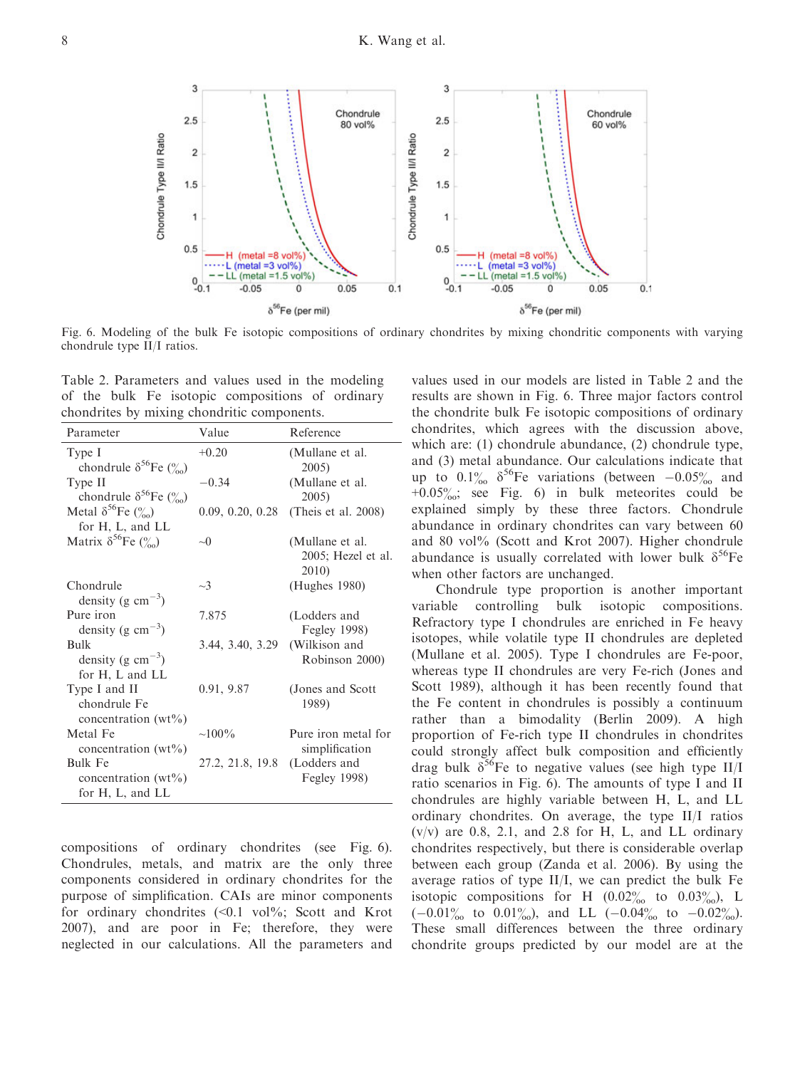Fig. 6. Modeling of the bulk Fe isotopic compositions of ordinary chondrites by mixing chondritic components with varying chondrule type II/I ratios.

Table 2. Parameters and values used in the modeling of the bulk Fe isotopic compositions of ordinary chondrites by mixing chondritic components.

| Parameter | Value | Reference |
|---|---|---|
| Type I chondrule $\delta^{56}$Fe (‰) | +0.20 | (Mullane et al. 2005) |
| Type II chondrule $\delta^{56}$Fe (‰) | −0.34 | (Mullane et al. 2005) |
| Metal $\delta^{56}$Fe (‰) for H, L, and LL | 0.09, 0.20, 0.28 | (Theis et al. 2008) |
| Matrix $\delta^{56}$Fe (‰) | ~0 | (Mullane et al. 2005; Hezel et al. 2010) |
| Chondrule density (g cm$^{-3}$) | ~3 | (Hughes 1980) |
| Pure iron density (g cm$^{-3}$) | 7.875 | (Lodders and Fegley 1998) |
| Bulk density (g cm$^{-3}$) for H, L and LL | 3.44, 3.40, 3.29 | (Wilkison and Robinson 2000) |
| Type I and II chondrule Fe concentration (wt%) | 0.91, 9.87 | (Jones and Scott 1989) |
| Metal Fe concentration (wt%) | ~100% | Pure iron metal for simplification |
| Bulk Fe concentration (wt%) for H, L, and LL | 27.2, 21.8, 19.8 | (Lodders and Fegley 1998) |

compositions of ordinary chondrites (see Fig. 6). Chondrules, metals, and matrix are the only three components considered in ordinary chondrites for the purpose of simplification. CAIs are minor components for ordinary chondrites (<0.1 vol%; Scott and Krot 2007), and are poor in Fe; therefore, they were neglected in our calculations. All the parameters and values used in our models are listed in Table 2 and the results are shown in Fig. 6. Three major factors control the chondrite bulk Fe isotopic compositions of ordinary chondrites, which agrees with the discussion above, which are: (1) chondrule abundance, (2) chondrule type, and (3) metal abundance. Our calculations indicate that up to 0.1‰ $\delta^{56}$Fe variations (between −0.05‰ and +0.05‰; see Fig. 6) in bulk meteorites could be explained simply by these three factors. Chondrule abundance in ordinary chondrites can vary between 60 and 80 vol% (Scott and Krot 2007). Higher chondrule abundance is usually correlated with lower bulk $\delta^{56}$Fe when other factors are unchanged.

Chondrule type proportion is another important variable controlling bulk isotopic compositions. Refractory type I chondrules are enriched in Fe heavy isotopes, while volatile type II chondrules are depleted (Mullane et al. 2005). Type I chondrules are Fe-poor, whereas type II chondrules are very Fe-rich (Jones and Scott 1989), although it has been recently found that the Fe content in chondrules is possibly a continuum rather than a bimodality (Berlin 2009). A high proportion of Fe-rich type II chondrules in chondrites could strongly affect bulk composition and efficiently drag bulk $\delta^{56}$Fe to negative values (see high type II/I ratio scenarios in Fig. 6). The amounts of type I and II chondrules are highly variable between H, L, and LL ordinary chondrites. On average, the type II/I ratios (v/v) are 0.8, 2.1, and 2.8 for H, L, and LL ordinary chondrites respectively, but there is considerable overlap between each group (Zanda et al. 2006). By using the average ratios of type II/I, we can predict the bulk Fe isotopic compositions for H (0.02‰ to 0.03‰), L (−0.01‰ to 0.01‰), and LL (−0.04‰ to −0.02‰). These small differences between the three ordinary chondrite groups predicted by our model are at the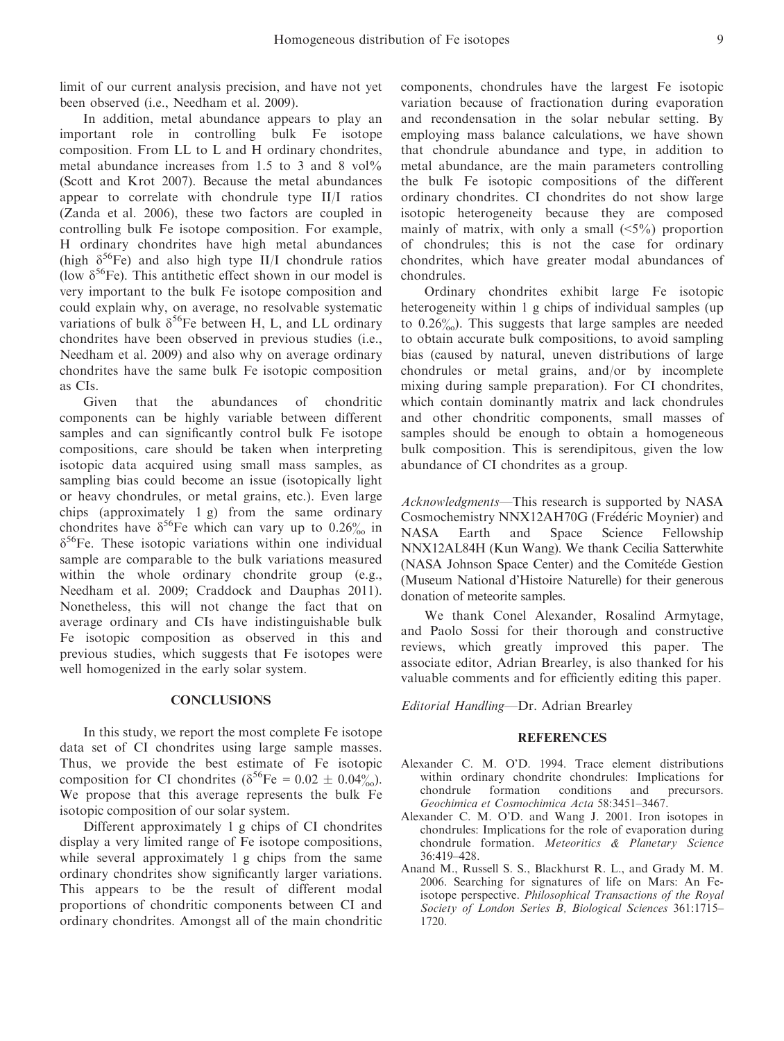limit of our current analysis precision, and have not yet been observed (i.e., Needham et al. 2009).

In addition, metal abundance appears to play an important role in controlling bulk Fe isotope composition. From LL to L and H ordinary chondrites, metal abundance increases from 1.5 to 3 and 8 vol% (Scott and Krot 2007). Because the metal abundances appear to correlate with chondrule type II/I ratios (Zanda et al. 2006), these two factors are coupled in controlling bulk Fe isotope composition. For example, H ordinary chondrites have high metal abundances (high $\delta^{56}$Fe) and also high type II/I chondrule ratios (low $\delta^{56}$Fe). This antithetic effect shown in our model is very important to the bulk Fe isotope composition and could explain why, on average, no resolvable systematic variations of bulk $\delta^{56}$Fe between H, L, and LL ordinary chondrites have been observed in previous studies (i.e., Needham et al. 2009) and also why on average ordinary chondrites have the same bulk Fe isotopic composition as CIs.

Given that the abundances of chondritic components can be highly variable between different samples and can significantly control bulk Fe isotope compositions, care should be taken when interpreting isotopic data acquired using small mass samples, as sampling bias could become an issue (isotopically light or heavy chondrules, or metal grains, etc.). Even large chips (approximately 1 g) from the same ordinary chondrites have $\delta^{56}$Fe which can vary up to 0.26‰ in $\delta^{56}$Fe. These isotopic variations within one individual sample are comparable to the bulk variations measured within the whole ordinary chondrite group (e.g., Needham et al. 2009; Craddock and Dauphas 2011). Nonetheless, this will not change the fact that on average ordinary and CIs have indistinguishable bulk Fe isotopic composition as observed in this and previous studies, which suggests that Fe isotopes were well homogenized in the early solar system.

## CONCLUSIONS

In this study, we report the most complete Fe isotope data set of CI chondrites using large sample masses. Thus, we provide the best estimate of Fe isotopic composition for CI chondrites ($\delta^{56}$Fe = 0.02 ± 0.04‰). We propose that this average represents the bulk Fe isotopic composition of our solar system.

Different approximately 1 g chips of CI chondrites display a very limited range of Fe isotope compositions, while several approximately 1 g chips from the same ordinary chondrites show significantly larger variations. This appears to be the result of different modal proportions of chondritic components between CI and ordinary chondrites. Amongst all of the main chondritic components, chondrules have the largest Fe isotopic variation because of fractionation during evaporation and recondensation in the solar nebular setting. By employing mass balance calculations, we have shown that chondrule abundance and type, in addition to metal abundance, are the main parameters controlling the bulk Fe isotopic compositions of the different ordinary chondrites. CI chondrites do not show large isotopic heterogeneity because they are composed mainly of matrix, with only a small (<5%) proportion of chondrules; this is not the case for ordinary chondrites, which have greater modal abundances of chondrules.

Ordinary chondrites exhibit large Fe isotopic heterogeneity within 1 g chips of individual samples (up to 0.26‰). This suggests that large samples are needed to obtain accurate bulk compositions, to avoid sampling bias (caused by natural, uneven distributions of large chondrules or metal grains, and/or by incomplete mixing during sample preparation). For CI chondrites, which contain dominantly matrix and lack chondrules and other chondritic components, small masses of samples should be enough to obtain a homogeneous bulk composition. This is serendipitous, given the low abundance of CI chondrites as a group.

*Acknowledgments*—This research is supported by NASA Cosmochemistry NNX12AH70G (Frédéric Moynier) and NASA Earth and Space Science Fellowship NNX12AL84H (Kun Wang). We thank Cecilia Satterwhite (NASA Johnson Space Center) and the Comitéde Gestion (Museum National d'Histoire Naturelle) for their generous donation of meteorite samples.

We thank Conel Alexander, Rosalind Armytage, and Paolo Sossi for their thorough and constructive reviews, which greatly improved this paper. The associate editor, Adrian Brearley, is also thanked for his valuable comments and for efficiently editing this paper.

*Editorial Handling*—Dr. Adrian Brearley

## REFERENCES

Alexander C. M. O'D. 1994. Trace element distributions within ordinary chondrite chondrules: Implications for chondrule formation conditions and precursors. *Geochimica et Cosmochimica Acta* 58:3451–3467.

Alexander C. M. O'D. and Wang J. 2001. Iron isotopes in chondrules: Implications for the role of evaporation during chondrule formation. *Meteoritics & Planetary Science* 36:419–428.

Anand M., Russell S. S., Blackhurst R. L., and Grady M. M. 2006. Searching for signatures of life on Mars: An Fe-isotope perspective. *Philosophical Transactions of the Royal Society of London Series B, Biological Sciences* 361:1715–1720.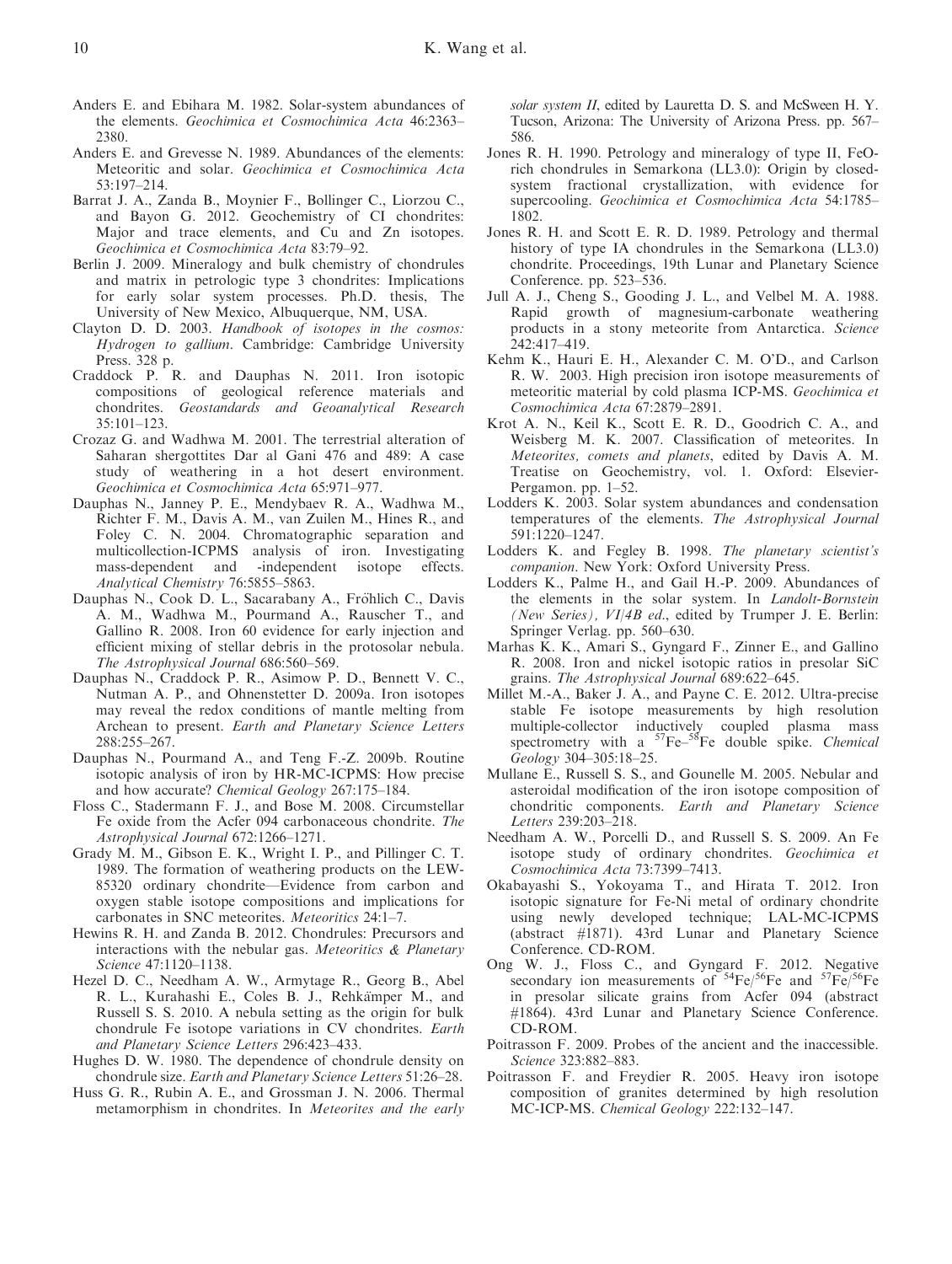Anders E. and Ebihara M. 1982. Solar-system abundances of the elements. *Geochimica et Cosmochimica Acta* 46:2363–2380.

Anders E. and Grevesse N. 1989. Abundances of the elements: Meteoritic and solar. *Geochimica et Cosmochimica Acta* 53:197–214.

Barrat J. A., Zanda B., Moynier F., Bollinger C., Liorzou C., and Bayon G. 2012. Geochemistry of CI chondrites: Major and trace elements, and Cu and Zn isotopes. *Geochimica et Cosmochimica Acta* 83:79–92.

Berlin J. 2009. Mineralogy and bulk chemistry of chondrules and matrix in petrologic type 3 chondrites: Implications for early solar system processes. Ph.D. thesis, The University of New Mexico, Albuquerque, NM, USA.

Clayton D. D. 2003. *Handbook of isotopes in the cosmos: Hydrogen to gallium*. Cambridge: Cambridge University Press. 328 p.

Craddock P. R. and Dauphas N. 2011. Iron isotopic compositions of geological reference materials and chondrites. *Geostandards and Geoanalytical Research* 35:101–123.

Crozaz G. and Wadhwa M. 2001. The terrestrial alteration of Saharan shergottites Dar al Gani 476 and 489: A case study of weathering in a hot desert environment. *Geochimica et Cosmochimica Acta* 65:971–977.

Dauphas N., Janney P. E., Mendybaev R. A., Wadhwa M., Richter F. M., Davis A. M., van Zuilen M., Hines R., and Foley C. N. 2004. Chromatographic separation and multicollection-ICPMS analysis of iron. Investigating mass-dependent and -independent isotope effects. *Analytical Chemistry* 76:5855–5863.

Dauphas N., Cook D. L., Sacarabany A., Fröhlich C., Davis A. M., Wadhwa M., Pourmand A., Rauscher T., and Gallino R. 2008. Iron 60 evidence for early injection and efficient mixing of stellar debris in the protosolar nebula. *The Astrophysical Journal* 686:560–569.

Dauphas N., Craddock P. R., Asimow P. D., Bennett V. C., Nutman A. P., and Ohnenstetter D. 2009a. Iron isotopes may reveal the redox conditions of mantle melting from Archean to present. *Earth and Planetary Science Letters* 288:255–267.

Dauphas N., Pourmand A., and Teng F.-Z. 2009b. Routine isotopic analysis of iron by HR-MC-ICPMS: How precise and how accurate? *Chemical Geology* 267:175–184.

Floss C., Stadermann F. J., and Bose M. 2008. Circumstellar Fe oxide from the Acfer 094 carbonaceous chondrite. *The Astrophysical Journal* 672:1266–1271.

Grady M. M., Gibson E. K., Wright I. P., and Pillinger C. T. 1989. The formation of weathering products on the LEW-85320 ordinary chondrite—Evidence from carbon and oxygen stable isotope compositions and implications for carbonates in SNC meteorites. *Meteoritics* 24:1–7.

Hewins R. H. and Zanda B. 2012. Chondrules: Precursors and interactions with the nebular gas. *Meteoritics & Planetary Science* 47:1120–1138.

Hezel D. C., Needham A. W., Armytage R., Georg B., Abel R. L., Kurahashi E., Coles B. J., Rehkämper M., and Russell S. S. 2010. A nebula setting as the origin for bulk chondrule Fe isotope variations in CV chondrites. *Earth and Planetary Science Letters* 296:423–433.

Hughes D. W. 1980. The dependence of chondrule density on chondrule size. *Earth and Planetary Science Letters* 51:26–28.

Huss G. R., Rubin A. E., and Grossman J. N. 2006. Thermal metamorphism in chondrites. In *Meteorites and the early solar system II*, edited by Lauretta D. S. and McSween H. Y. Tucson, Arizona: The University of Arizona Press. pp. 567–586.

Jones R. H. 1990. Petrology and mineralogy of type II, FeO-rich chondrules in Semarkona (LL3.0): Origin by closed-system fractional crystallization, with evidence for supercooling. *Geochimica et Cosmochimica Acta* 54:1785–1802.

Jones R. H. and Scott E. R. D. 1989. Petrology and thermal history of type IA chondrules in the Semarkona (LL3.0) chondrite. Proceedings, 19th Lunar and Planetary Science Conference. pp. 523–536.

Jull A. J., Cheng S., Gooding J. L., and Velbel M. A. 1988. Rapid growth of magnesium-carbonate weathering products in a stony meteorite from Antarctica. *Science* 242:417–419.

Kehm K., Hauri E. H., Alexander C. M. O'D., and Carlson R. W. 2003. High precision iron isotope measurements of meteoritic material by cold plasma ICP-MS. *Geochimica et Cosmochimica Acta* 67:2879–2891.

Krot A. N., Keil K., Scott E. R. D., Goodrich C. A., and Weisberg M. K. 2007. Classification of meteorites. In *Meteorites, comets and planets*, edited by Davis A. M. Treatise on Geochemistry, vol. 1. Oxford: Elsevier-Pergamon. pp. 1–52.

Lodders K. 2003. Solar system abundances and condensation temperatures of the elements. *The Astrophysical Journal* 591:1220–1247.

Lodders K. and Fegley B. 1998. *The planetary scientist's companion*. New York: Oxford University Press.

Lodders K., Palme H., and Gail H.-P. 2009. Abundances of the elements in the solar system. In *Landolt-Bornstein (New Series), VI/4B ed.*, edited by Trumper J. E. Berlin: Springer Verlag. pp. 560–630.

Marhas K. K., Amari S., Gyngard F., Zinner E., and Gallino R. 2008. Iron and nickel isotopic ratios in presolar SiC grains. *The Astrophysical Journal* 689:622–645.

Millet M.-A., Baker J. A., and Payne C. E. 2012. Ultra-precise stable Fe isotope measurements by high resolution multiple-collector inductively coupled plasma mass spectrometry with a $^{57}$Fe–$^{58}$Fe double spike. *Chemical Geology* 304–305:18–25.

Mullane E., Russell S. S., and Gounelle M. 2005. Nebular and asteroidal modification of the iron isotope composition of chondritic components. *Earth and Planetary Science Letters* 239:203–218.

Needham A. W., Porcelli D., and Russell S. S. 2009. An Fe isotope study of ordinary chondrites. *Geochimica et Cosmochimica Acta* 73:7399–7413.

Okabayashi S., Yokoyama T., and Hirata T. 2012. Iron isotopic signature for Fe-Ni metal of ordinary chondrite using newly developed technique; LAL-MC-ICPMS (abstract #1871). 43rd Lunar and Planetary Science Conference. CD-ROM.

Ong W. J., Floss C., and Gyngard F. 2012. Negative secondary ion measurements of $^{54}$Fe/$^{56}$Fe and $^{57}$Fe/$^{56}$Fe in presolar silicate grains from Acfer 094 (abstract #1864). 43rd Lunar and Planetary Science Conference. CD-ROM.

Poitrasson F. 2009. Probes of the ancient and the inaccessible. *Science* 323:882–883.

Poitrasson F. and Freydier R. 2005. Heavy iron isotope composition of granites determined by high resolution MC-ICP-MS. *Chemical Geology* 222:132–147.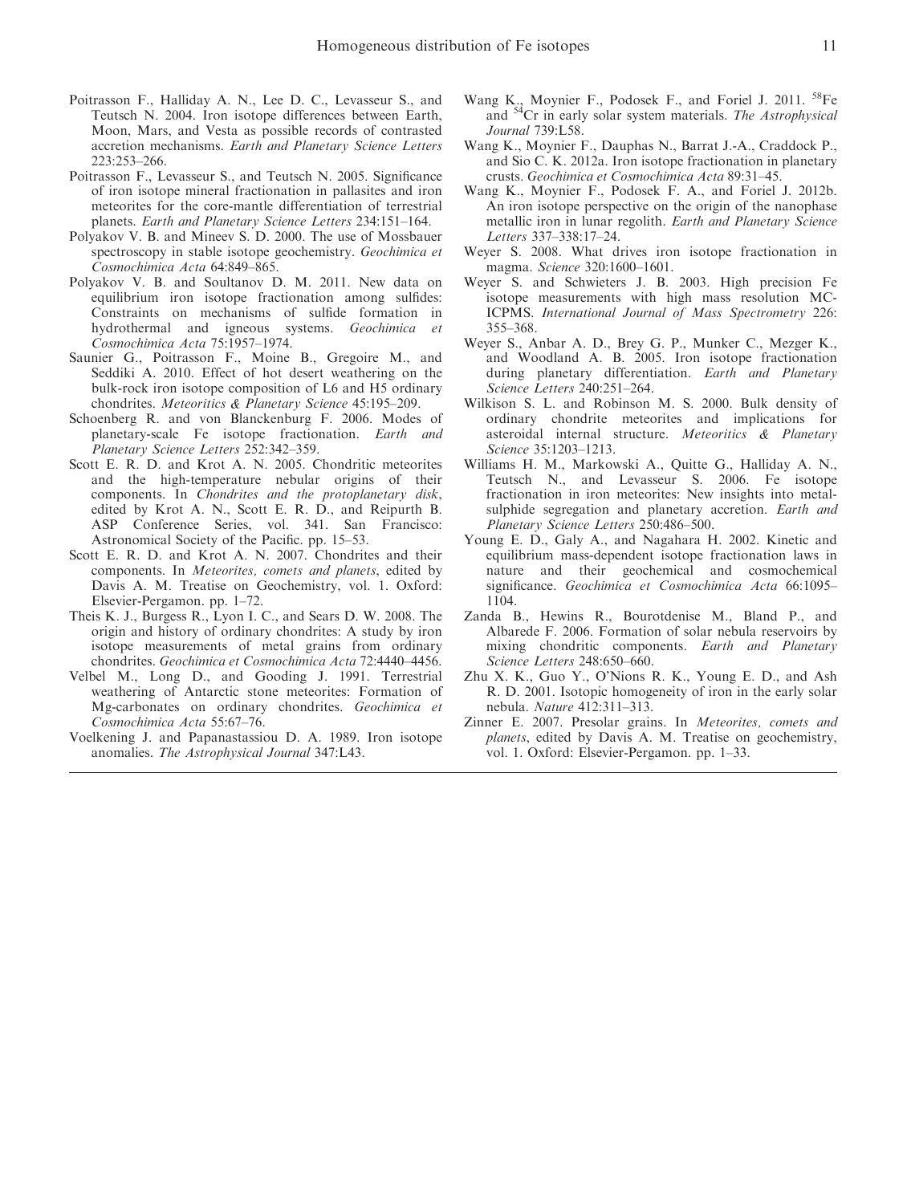Poitrasson F., Halliday A. N., Lee D. C., Levasseur S., and Teutsch N. 2004. Iron isotope differences between Earth, Moon, Mars, and Vesta as possible records of contrasted accretion mechanisms. *Earth and Planetary Science Letters* 223:253–266.

Poitrasson F., Levasseur S., and Teutsch N. 2005. Significance of iron isotope mineral fractionation in pallasites and iron meteorites for the core-mantle differentiation of terrestrial planets. *Earth and Planetary Science Letters* 234:151–164.

Polyakov V. B. and Mineev S. D. 2000. The use of Mossbauer spectroscopy in stable isotope geochemistry. *Geochimica et Cosmochimica Acta* 64:849–865.

Polyakov V. B. and Soultanov D. M. 2011. New data on equilibrium iron isotope fractionation among sulfides: Constraints on mechanisms of sulfide formation in hydrothermal and igneous systems. *Geochimica et Cosmochimica Acta* 75:1957–1974.

Saunier G., Poitrasson F., Moine B., Gregoire M., and Seddiki A. 2010. Effect of hot desert weathering on the bulk-rock iron isotope composition of L6 and H5 ordinary chondrites. *Meteoritics & Planetary Science* 45:195–209.

Schoenberg R. and von Blanckenburg F. 2006. Modes of planetary-scale Fe isotope fractionation. *Earth and Planetary Science Letters* 252:342–359.

Scott E. R. D. and Krot A. N. 2005. Chondritic meteorites and the high-temperature nebular origins of their components. In *Chondrites and the protoplanetary disk*, edited by Krot A. N., Scott E. R. D., and Reipurth B. ASP Conference Series, vol. 341. San Francisco: Astronomical Society of the Pacific. pp. 15–53.

Scott E. R. D. and Krot A. N. 2007. Chondrites and their components. In *Meteorites, comets and planets*, edited by Davis A. M. Treatise on Geochemistry, vol. 1. Oxford: Elsevier-Pergamon. pp. 1–72.

Theis K. J., Burgess R., Lyon I. C., and Sears D. W. 2008. The origin and history of ordinary chondrites: A study by iron isotope measurements of metal grains from ordinary chondrites. *Geochimica et Cosmochimica Acta* 72:4440–4456.

Velbel M., Long D., and Gooding J. 1991. Terrestrial weathering of Antarctic stone meteorites: Formation of Mg-carbonates on ordinary chondrites. *Geochimica et Cosmochimica Acta* 55:67–76.

Voelkening J. and Papanastassiou D. A. 1989. Iron isotope anomalies. *The Astrophysical Journal* 347:L43.

Wang K., Moynier F., Podosek F., and Foriel J. 2011. $^{58}$Fe and $^{54}$Cr in early solar system materials. *The Astrophysical Journal* 739:L58.

Wang K., Moynier F., Dauphas N., Barrat J.-A., Craddock P., and Sio C. K. 2012a. Iron isotope fractionation in planetary crusts. *Geochimica et Cosmochimica Acta* 89:31–45.

Wang K., Moynier F., Podosek F. A., and Foriel J. 2012b. An iron isotope perspective on the origin of the nanophase metallic iron in lunar regolith. *Earth and Planetary Science Letters* 337–338:17–24.

Weyer S. 2008. What drives iron isotope fractionation in magma. *Science* 320:1600–1601.

Weyer S. and Schwieters J. B. 2003. High precision Fe isotope measurements with high mass resolution MC-ICPMS. *International Journal of Mass Spectrometry* 226: 355–368.

Weyer S., Anbar A. D., Brey G. P., Munker C., Mezger K., and Woodland A. B. 2005. Iron isotope fractionation during planetary differentiation. *Earth and Planetary Science Letters* 240:251–264.

Wilkison S. L. and Robinson M. S. 2000. Bulk density of ordinary chondrite meteorites and implications for asteroidal internal structure. *Meteoritics & Planetary Science* 35:1203–1213.

Williams H. M., Markowski A., Quitte G., Halliday A. N., Teutsch N., and Levasseur S. 2006. Fe isotope fractionation in iron meteorites: New insights into metal-sulphide segregation and planetary accretion. *Earth and Planetary Science Letters* 250:486–500.

Young E. D., Galy A., and Nagahara H. 2002. Kinetic and equilibrium mass-dependent isotope fractionation laws in nature and their geochemical and cosmochemical significance. *Geochimica et Cosmochimica Acta* 66:1095–1104.

Zanda B., Hewins R., Bourotdenise M., Bland P., and Albarede F. 2006. Formation of solar nebula reservoirs by mixing chondritic components. *Earth and Planetary Science Letters* 248:650–660.

Zhu X. K., Guo Y., O'Nions R. K., Young E. D., and Ash R. D. 2001. Isotopic homogeneity of iron in the early solar nebula. *Nature* 412:311–313.

Zinner E. 2007. Presolar grains. In *Meteorites, comets and planets*, edited by Davis A. M. Treatise on geochemistry, vol. 1. Oxford: Elsevier-Pergamon. pp. 1–33.